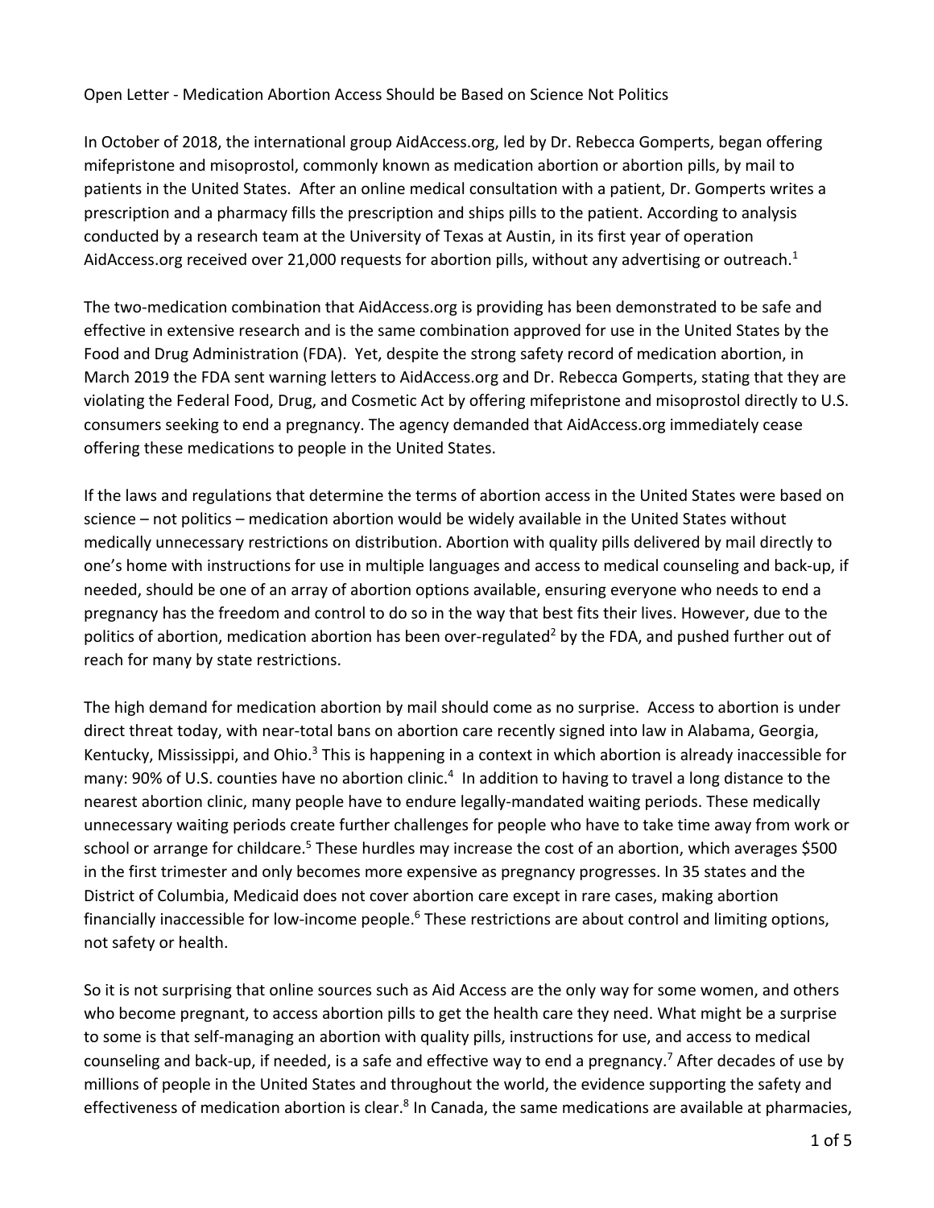Open Letter - Medication Abortion Access Should be Based on Science Not Politics

In October of 2018, the international group AidAccess.org, led by Dr. Rebecca Gomperts, began offering mifepristone and misoprostol, commonly known as medication abortion or abortion pills, by mail to patients in the United States. After an online medical consultation with a patient, Dr. Gomperts writes a prescription and a pharmacy fills the prescription and ships pills to the patient. According to analysis conducted by a research team at the University of Texas at Austin, in its first year of operation AidAccess.org received over 21,000 requests for abortion pills, without any advertising or outreach.[1]

The two-medication combination that AidAccess.org is providing has been demonstrated to be safe and effective in extensive research and is the same combination approved for use in the United States by the Food and Drug Administration (FDA). Yet, despite the strong safety record of medication abortion, in March 2019 the FDA sent warning letters to AidAccess.org and Dr. Rebecca Gomperts, stating that they are violating the Federal Food, Drug, and Cosmetic Act by offering mifepristone and misoprostol directly to U.S. consumers seeking to end a pregnancy. The agency demanded that AidAccess.org immediately cease offering these medications to people in the United States.

If the laws and regulations that determine the terms of abortion access in the United States were based on science – not politics – medication abortion would be widely available in the United States without medically unnecessary restrictions on distribution. Abortion with quality pills delivered by mail directly to one's home with instructions for use in multiple languages and access to medical counseling and back-up, if needed, should be one of an array of abortion options available, ensuring everyone who needs to end a pregnancy has the freedom and control to do so in the way that best fits their lives. However, due to the politics of abortion, medication abortion has been over-regulated[2] by the FDA, and pushed further out of reach for many by state restrictions.

The high demand for medication abortion by mail should come as no surprise. Access to abortion is under direct threat today, with near-total bans on abortion care recently signed into law in Alabama, Georgia, Kentucky, Mississippi, and Ohio.[3] This is happening in a context in which abortion is already inaccessible for many: 90% of U.S. counties have no abortion clinic.[4] In addition to having to travel a long distance to the nearest abortion clinic, many people have to endure legally-mandated waiting periods. These medically unnecessary waiting periods create further challenges for people who have to take time away from work or school or arrange for childcare.[5] These hurdles may increase the cost of an abortion, which averages $500 in the first trimester and only becomes more expensive as pregnancy progresses. In 35 states and the District of Columbia, Medicaid does not cover abortion care except in rare cases, making abortion financially inaccessible for low-income people.[6] These restrictions are about control and limiting options, not safety or health.

So it is not surprising that online sources such as Aid Access are the only way for some women, and others who become pregnant, to access abortion pills to get the health care they need. What might be a surprise to some is that self-managing an abortion with quality pills, instructions for use, and access to medical counseling and back-up, if needed, is a safe and effective way to end a pregnancy.[7] After decades of use by millions of people in the United States and throughout the world, the evidence supporting the safety and effectiveness of medication abortion is clear.[8] In Canada, the same medications are available at pharmacies,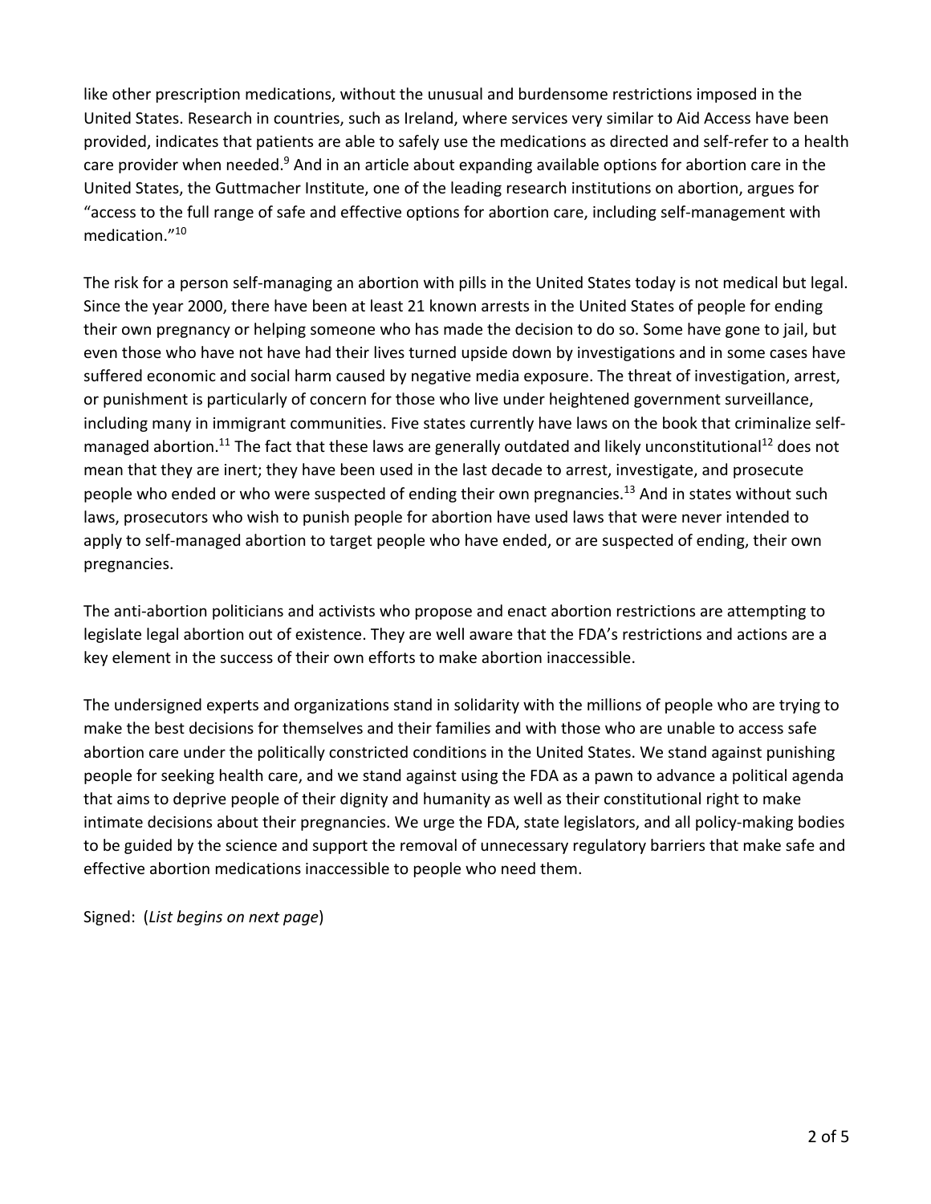like other prescription medications, without the unusual and burdensome restrictions imposed in the United States. Research in countries, such as Ireland, where services very similar to Aid Access have been provided, indicates that patients are able to safely use the medications as directed and self-refer to a health care provider when needed.[9] And in an article about expanding available options for abortion care in the United States, the Guttmacher Institute, one of the leading research institutions on abortion, argues for "access to the full range of safe and effective options for abortion care, including self-management with medication."[10]

The risk for a person self-managing an abortion with pills in the United States today is not medical but legal. Since the year 2000, there have been at least 21 known arrests in the United States of people for ending their own pregnancy or helping someone who has made the decision to do so. Some have gone to jail, but even those who have not have had their lives turned upside down by investigations and in some cases have suffered economic and social harm caused by negative media exposure. The threat of investigation, arrest, or punishment is particularly of concern for those who live under heightened government surveillance, including many in immigrant communities. Five states currently have laws on the book that criminalize self-managed abortion.[11] The fact that these laws are generally outdated and likely unconstitutional[12] does not mean that they are inert; they have been used in the last decade to arrest, investigate, and prosecute people who ended or who were suspected of ending their own pregnancies.[13] And in states without such laws, prosecutors who wish to punish people for abortion have used laws that were never intended to apply to self-managed abortion to target people who have ended, or are suspected of ending, their own pregnancies.

The anti-abortion politicians and activists who propose and enact abortion restrictions are attempting to legislate legal abortion out of existence. They are well aware that the FDA's restrictions and actions are a key element in the success of their own efforts to make abortion inaccessible.

The undersigned experts and organizations stand in solidarity with the millions of people who are trying to make the best decisions for themselves and their families and with those who are unable to access safe abortion care under the politically constricted conditions in the United States. We stand against punishing people for seeking health care, and we stand against using the FDA as a pawn to advance a political agenda that aims to deprive people of their dignity and humanity as well as their constitutional right to make intimate decisions about their pregnancies. We urge the FDA, state legislators, and all policy-making bodies to be guided by the science and support the removal of unnecessary regulatory barriers that make safe and effective abortion medications inaccessible to people who need them.

Signed: (*List begins on next page*)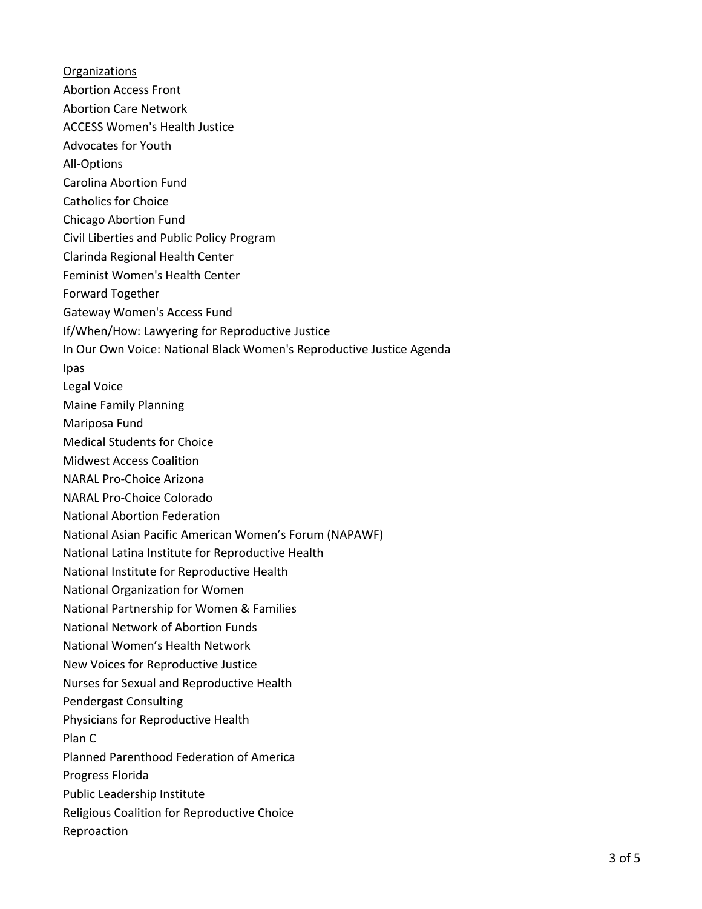<u>Organizations</u>

Abortion Access Front
Abortion Care Network
ACCESS Women's Health Justice
Advocates for Youth
All-Options
Carolina Abortion Fund
Catholics for Choice
Chicago Abortion Fund
Civil Liberties and Public Policy Program
Clarinda Regional Health Center
Feminist Women's Health Center
Forward Together
Gateway Women's Access Fund
If/When/How: Lawyering for Reproductive Justice
In Our Own Voice: National Black Women's Reproductive Justice Agenda
Ipas
Legal Voice
Maine Family Planning
Mariposa Fund
Medical Students for Choice
Midwest Access Coalition
NARAL Pro-Choice Arizona
NARAL Pro-Choice Colorado
National Abortion Federation
National Asian Pacific American Women's Forum (NAPAWF)
National Latina Institute for Reproductive Health
National Institute for Reproductive Health
National Organization for Women
National Partnership for Women & Families
National Network of Abortion Funds
National Women's Health Network
New Voices for Reproductive Justice
Nurses for Sexual and Reproductive Health
Pendergast Consulting
Physicians for Reproductive Health
Plan C
Planned Parenthood Federation of America
Progress Florida
Public Leadership Institute
Religious Coalition for Reproductive Choice
Reproaction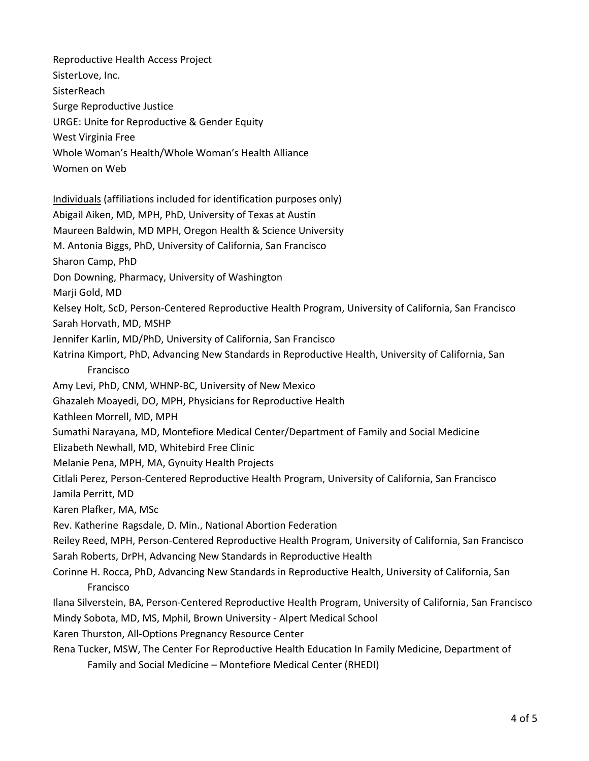Reproductive Health Access Project
SisterLove, Inc.
SisterReach
Surge Reproductive Justice
URGE: Unite for Reproductive & Gender Equity
West Virginia Free
Whole Woman's Health/Whole Woman's Health Alliance
Women on Web

<u>Individuals</u> (affiliations included for identification purposes only)
Abigail Aiken, MD, MPH, PhD, University of Texas at Austin
Maureen Baldwin, MD MPH, Oregon Health & Science University
M. Antonia Biggs, PhD, University of California, San Francisco
Sharon Camp, PhD
Don Downing, Pharmacy, University of Washington
Marji Gold, MD
Kelsey Holt, ScD, Person-Centered Reproductive Health Program, University of California, San Francisco
Sarah Horvath, MD, MSHP
Jennifer Karlin, MD/PhD, University of California, San Francisco
Katrina Kimport, PhD, Advancing New Standards in Reproductive Health, University of California, San Francisco
Amy Levi, PhD, CNM, WHNP-BC, University of New Mexico
Ghazaleh Moayedi, DO, MPH, Physicians for Reproductive Health
Kathleen Morrell, MD, MPH
Sumathi Narayana, MD, Montefiore Medical Center/Department of Family and Social Medicine
Elizabeth Newhall, MD, Whitebird Free Clinic
Melanie Pena, MPH, MA, Gynuity Health Projects
Citlali Perez, Person-Centered Reproductive Health Program, University of California, San Francisco
Jamila Perritt, MD
Karen Plafker, MA, MSc
Rev. Katherine Ragsdale, D. Min., National Abortion Federation
Reiley Reed, MPH, Person-Centered Reproductive Health Program, University of California, San Francisco
Sarah Roberts, DrPH, Advancing New Standards in Reproductive Health
Corinne H. Rocca, PhD, Advancing New Standards in Reproductive Health, University of California, San Francisco
Ilana Silverstein, BA, Person-Centered Reproductive Health Program, University of California, San Francisco
Mindy Sobota, MD, MS, Mphil, Brown University - Alpert Medical School
Karen Thurston, All-Options Pregnancy Resource Center
Rena Tucker, MSW, The Center For Reproductive Health Education In Family Medicine, Department of Family and Social Medicine – Montefiore Medical Center (RHEDI)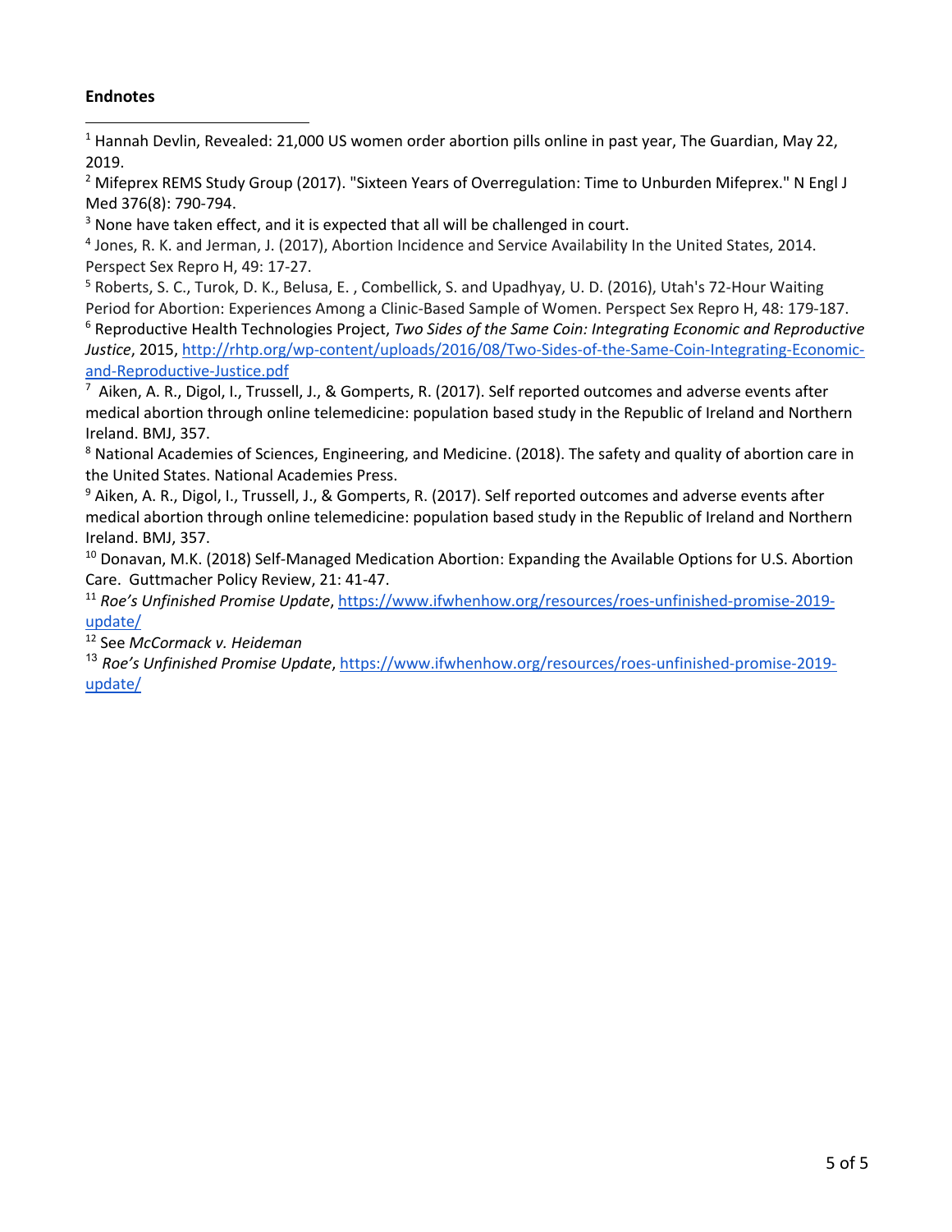**Endnotes**

[1] Hannah Devlin, Revealed: 21,000 US women order abortion pills online in past year, The Guardian, May 22, 2019.

[2] Mifeprex REMS Study Group (2017). "Sixteen Years of Overregulation: Time to Unburden Mifeprex." N Engl J Med 376(8): 790-794.

[3] None have taken effect, and it is expected that all will be challenged in court.

[4] Jones, R. K. and Jerman, J. (2017), Abortion Incidence and Service Availability In the United States, 2014. Perspect Sex Repro H, 49: 17-27.

[5] Roberts, S. C., Turok, D. K., Belusa, E. , Combellick, S. and Upadhyay, U. D. (2016), Utah's 72‐Hour Waiting Period for Abortion: Experiences Among a Clinic‐Based Sample of Women. Perspect Sex Repro H, 48: 179-187.

[6] Reproductive Health Technologies Project, *Two Sides of the Same Coin: Integrating Economic and Reproductive Justice*, 2015, [http://rhtp.org/wp-content/uploads/2016/08/Two-Sides-of-the-Same-Coin-Integrating-Economic-and-Reproductive-Justice.pdf](http://rhtp.org/wp-content/uploads/2016/08/Two-Sides-of-the-Same-Coin-Integrating-Economic-and-Reproductive-Justice.pdf)

[7] Aiken, A. R., Digol, I., Trussell, J., & Gomperts, R. (2017). Self reported outcomes and adverse events after medical abortion through online telemedicine: population based study in the Republic of Ireland and Northern Ireland. BMJ, 357.

[8] National Academies of Sciences, Engineering, and Medicine. (2018). The safety and quality of abortion care in the United States. National Academies Press.

[9] Aiken, A. R., Digol, I., Trussell, J., & Gomperts, R. (2017). Self reported outcomes and adverse events after medical abortion through online telemedicine: population based study in the Republic of Ireland and Northern Ireland. BMJ, 357.

[10] Donavan, M.K. (2018) Self-Managed Medication Abortion: Expanding the Available Options for U.S. Abortion Care. Guttmacher Policy Review, 21: 41-47.

[11] *Roe's Unfinished Promise Update*, [https://www.ifwhenhow.org/resources/roes-unfinished-promise-2019-update/](https://www.ifwhenhow.org/resources/roes-unfinished-promise-2019-update/)

[12] See *McCormack v. Heideman*

[13] *Roe's Unfinished Promise Update*, [https://www.ifwhenhow.org/resources/roes-unfinished-promise-2019-update/](https://www.ifwhenhow.org/resources/roes-unfinished-promise-2019-update/)